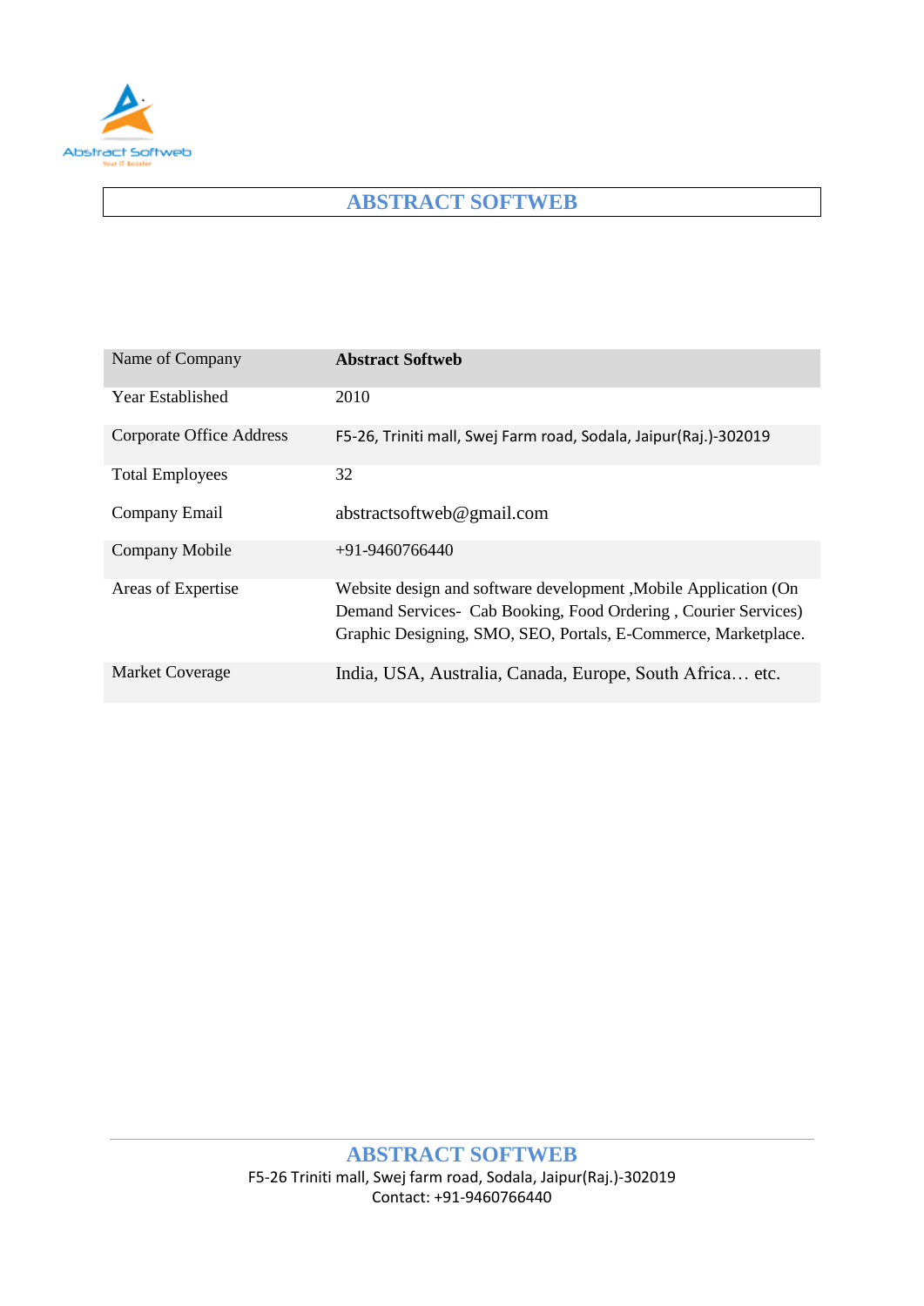# ABSTRACT SOFTWEB

| Name of Company | **Abstract Softweb** |
|---|---|
| Year Established | 2010 |
| Corporate Office Address | F5-26, Triniti mall, Swej Farm road, Sodala, Jaipur(Raj.)-302019 |
| Total Employees | 32 |
| Company Email | abstractsoftweb@gmail.com |
| Company Mobile | +91-9460766440 |
| Areas of Expertise | Website design and software development ,Mobile Application (On Demand Services- Cab Booking, Food Ordering , Courier Services) Graphic Designing, SMO, SEO, Portals, E-Commerce, Marketplace. |
| Market Coverage | India, USA, Australia, Canada, Europe, South Africa… etc. |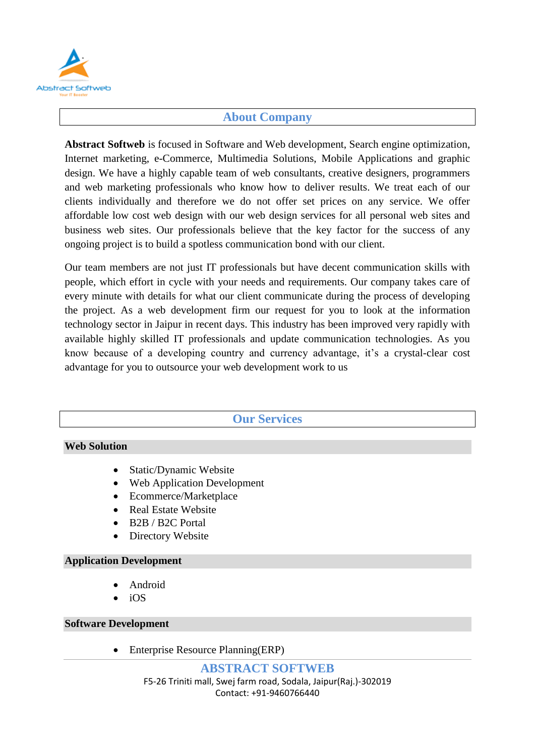## About Company

**Abstract Softweb** is focused in Software and Web development, Search engine optimization, Internet marketing, e-Commerce, Multimedia Solutions, Mobile Applications and graphic design. We have a highly capable team of web consultants, creative designers, programmers and web marketing professionals who know how to deliver results. We treat each of our clients individually and therefore we do not offer set prices on any service. We offer affordable low cost web design with our web design services for all personal web sites and business web sites. Our professionals believe that the key factor for the success of any ongoing project is to build a spotless communication bond with our client.

Our team members are not just IT professionals but have decent communication skills with people, which effort in cycle with your needs and requirements. Our company takes care of every minute with details for what our client communicate during the process of developing the project. As a web development firm our request for you to look at the information technology sector in Jaipur in recent days. This industry has been improved very rapidly with available highly skilled IT professionals and update communication technologies. As you know because of a developing country and currency advantage, it's a crystal-clear cost advantage for you to outsource your web development work to us

## Our Services

### Web Solution

- Static/Dynamic Website
- Web Application Development
- Ecommerce/Marketplace
- Real Estate Website
- B2B / B2C Portal
- Directory Website

### Application Development

- Android
- iOS

### Software Development

- Enterprise Resource Planning(ERP)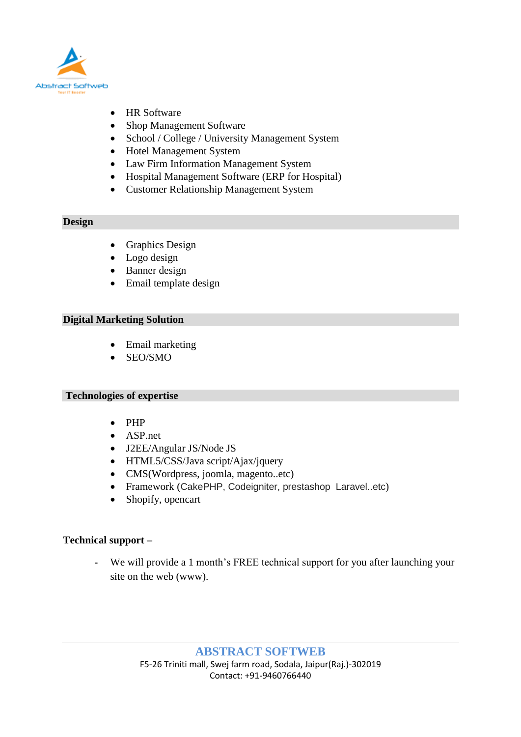- HR Software
- Shop Management Software
- School / College / University Management System
- Hotel Management System
- Law Firm Information Management System
- Hospital Management Software (ERP for Hospital)
- Customer Relationship Management System

## Design

- Graphics Design
- Logo design
- Banner design
- Email template design

## Digital Marketing Solution

- Email marketing
- SEO/SMO

## Technologies of expertise

- PHP
- ASP.net
- J2EE/Angular JS/Node JS
- HTML5/CSS/Java script/Ajax/jquery
- CMS(Wordpress, joomla, magento..etc)
- Framework (CakePHP, Codeigniter, prestashop Laravel..etc)
- Shopify, opencart

**Technical support –**

- We will provide a 1 month's FREE technical support for you after launching your site on the web (www).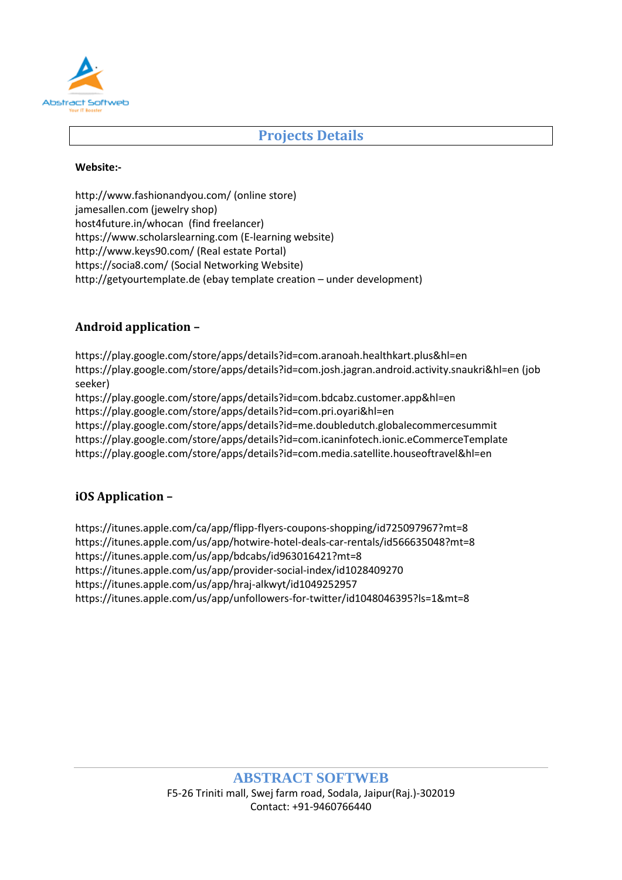## Projects Details

**Website:-**

http://www.fashionandyou.com/ (online store)
jamesallen.com (jewelry shop)
host4future.in/whocan (find freelancer)
https://www.scholarslearning.com (E-learning website)
http://www.keys90.com/ (Real estate Portal)
https://socia8.com/ (Social Networking Website)
http://getyourtemplate.de (ebay template creation – under development)

### Android application –

https://play.google.com/store/apps/details?id=com.aranoah.healthkart.plus&hl=en
https://play.google.com/store/apps/details?id=com.josh.jagran.android.activity.snaukri&hl=en (job seeker)
https://play.google.com/store/apps/details?id=com.bdcabz.customer.app&hl=en
https://play.google.com/store/apps/details?id=com.pri.oyari&hl=en
https://play.google.com/store/apps/details?id=me.doubledutch.globalecommercesummit
https://play.google.com/store/apps/details?id=com.icaninfotech.ionic.eCommerceTemplate
https://play.google.com/store/apps/details?id=com.media.satellite.houseoftravel&hl=en

### iOS Application –

https://itunes.apple.com/ca/app/flipp-flyers-coupons-shopping/id725097967?mt=8
https://itunes.apple.com/us/app/hotwire-hotel-deals-car-rentals/id566635048?mt=8
https://itunes.apple.com/us/app/bdcabs/id963016421?mt=8
https://itunes.apple.com/us/app/provider-social-index/id1028409270
https://itunes.apple.com/us/app/hraj-alkwyt/id1049252957
https://itunes.apple.com/us/app/unfollowers-for-twitter/id1048046395?ls=1&mt=8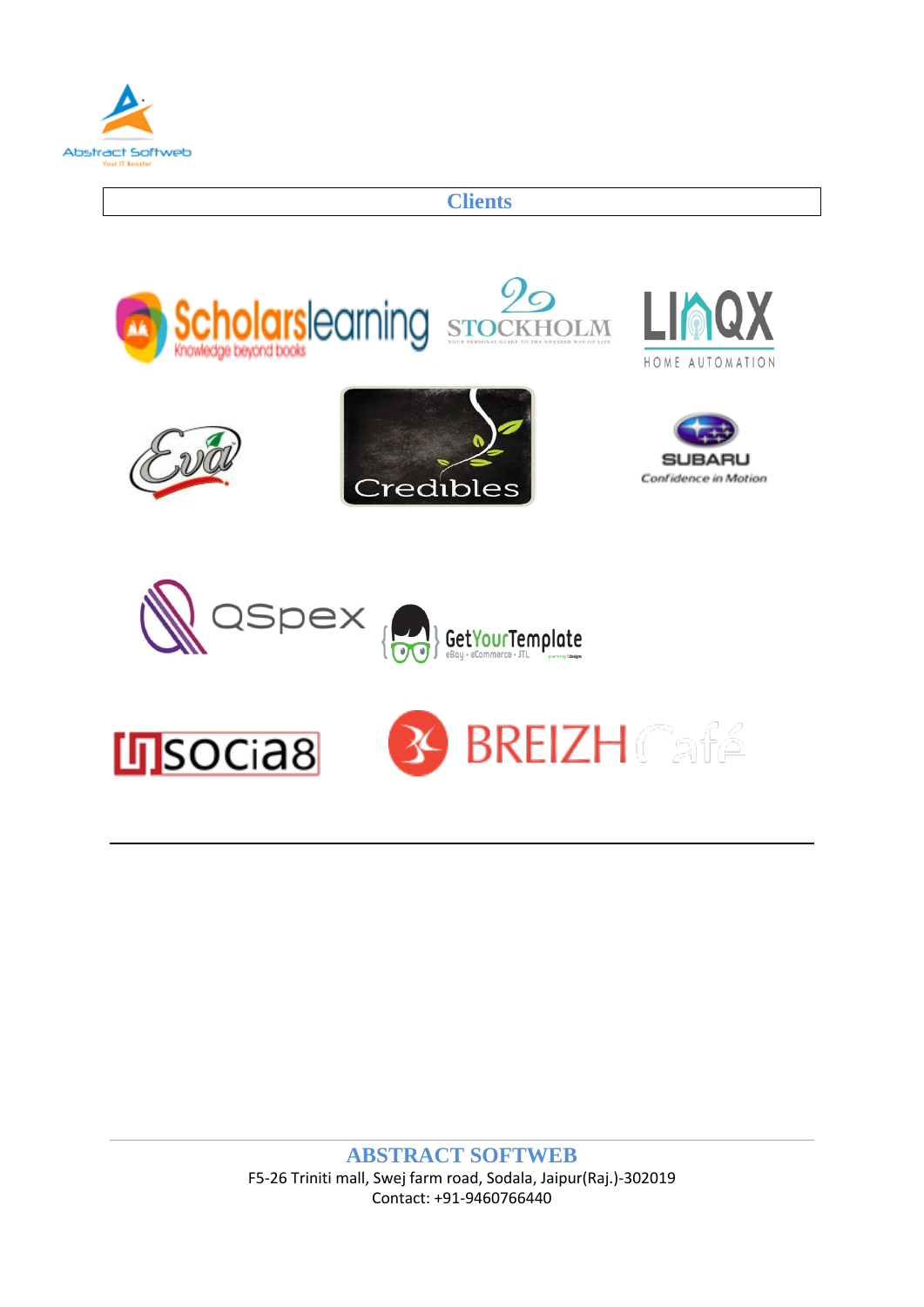## Clients

**ABSTRACT SOFTWEB**

F5-26 Triniti mall, Swej farm road, Sodala, Jaipur(Raj.)-302019

Contact: +91-9460766440